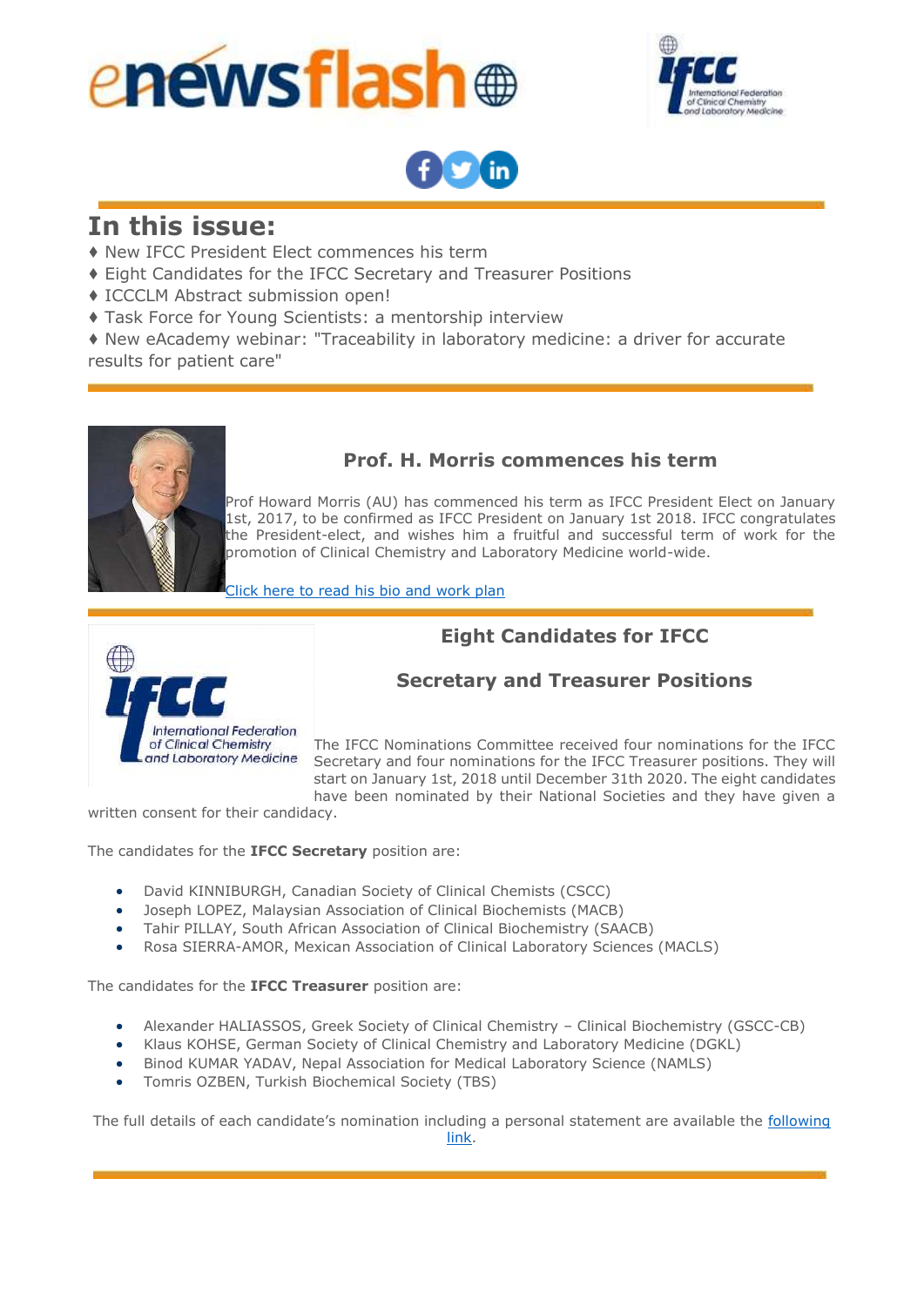# enewsflash

## In this issue:

♦ New IFCC President Elect commences his term
♦ Eight Candidates for the IFCC Secretary and Treasurer Positions
♦ ICCCLM Abstract submission open!
♦ Task Force for Young Scientists: a mentorship interview
♦ New eAcademy webinar: "Traceability in laboratory medicine: a driver for accurate results for patient care"

### Prof. H. Morris commences his term

Prof Howard Morris (AU) has commenced his term as IFCC President Elect on January 1st, 2017, to be confirmed as IFCC President on January 1st 2018. IFCC congratulates the President-elect, and wishes him a fruitful and successful term of work for the promotion of Clinical Chemistry and Laboratory Medicine world-wide.

Click here to read his bio and work plan

### Eight Candidates for IFCC

### Secretary and Treasurer Positions

The IFCC Nominations Committee received four nominations for the IFCC Secretary and four nominations for the IFCC Treasurer positions. They will start on January 1st, 2018 until December 31th 2020. The eight candidates have been nominated by their National Societies and they have given a written consent for their candidacy.

The candidates for the **IFCC Secretary** position are:

- David KINNIBURGH, Canadian Society of Clinical Chemists (CSCC)
- Joseph LOPEZ, Malaysian Association of Clinical Biochemists (MACB)
- Tahir PILLAY, South African Association of Clinical Biochemistry (SAACB)
- Rosa SIERRA-AMOR, Mexican Association of Clinical Laboratory Sciences (MACLS)

The candidates for the **IFCC Treasurer** position are:

- Alexander HALIASSOS, Greek Society of Clinical Chemistry – Clinical Biochemistry (GSCC-CB)
- Klaus KOHSE, German Society of Clinical Chemistry and Laboratory Medicine (DGKL)
- Binod KUMAR YADAV, Nepal Association for Medical Laboratory Science (NAMLS)
- Tomris OZBEN, Turkish Biochemical Society (TBS)

The full details of each candidate's nomination including a personal statement are available the following link.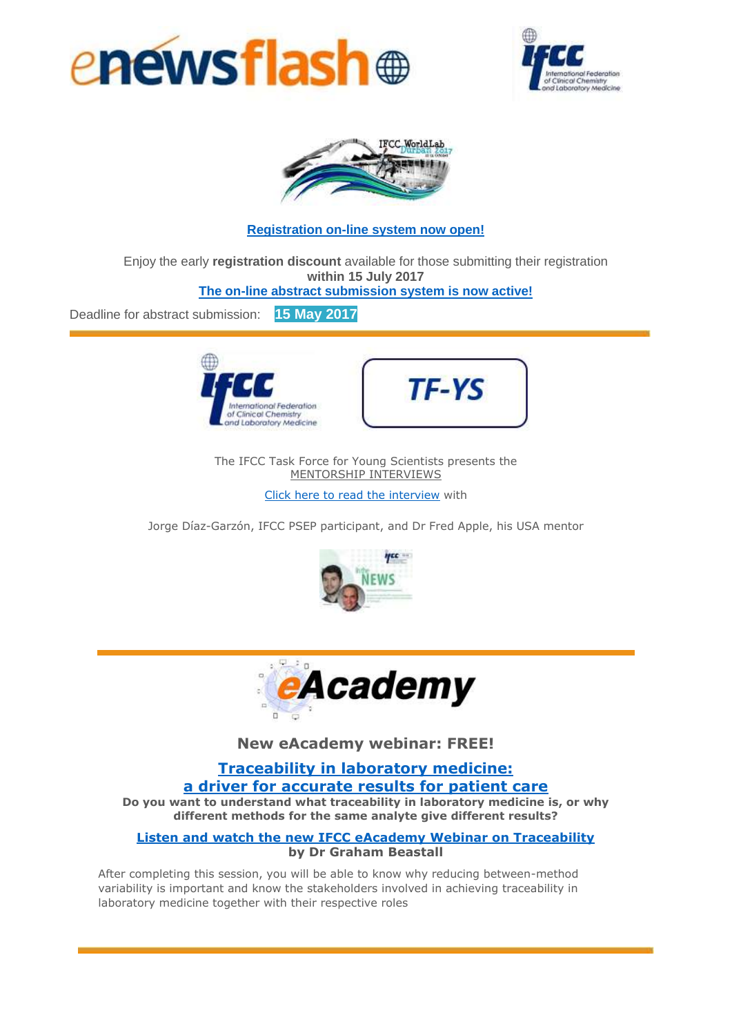**Registration on-line system now open!**

Enjoy the early **registration discount** available for those submitting their registration **within 15 July 2017**

**The on-line abstract submission system is now active!**

Deadline for abstract submission: **15 May 2017**

---

The IFCC Task Force for Young Scientists presents the MENTORSHIP INTERVIEWS

Click here to read the interview with

Jorge Díaz-Garzón, IFCC PSEP participant, and Dr Fred Apple, his USA mentor

---

### New eAcademy webinar: FREE!

**Traceability in laboratory medicine: a driver for accurate results for patient care**

**Do you want to understand what traceability in laboratory medicine is, or why different methods for the same analyte give different results?**

**Listen and watch the new IFCC eAcademy Webinar on Traceability**
**by Dr Graham Beastall**

After completing this session, you will be able to know why reducing between-method variability is important and know the stakeholders involved in achieving traceability in laboratory medicine together with their respective roles